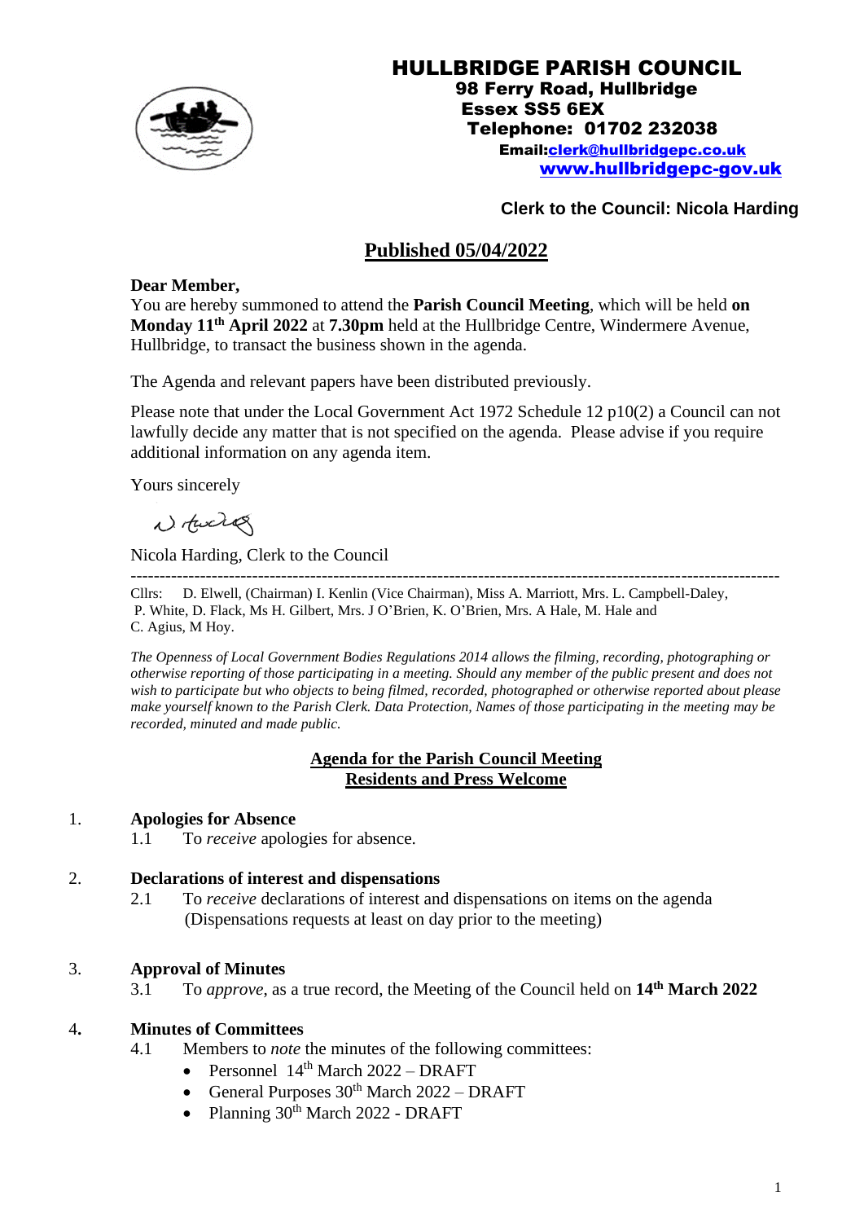# HULLBRIDGE PARISH COUNCIL

**98 Ferry Road, Hullbridge**
**Essex SS5 6EX**
**Telephone: 01702 232038**
**Email:clerk@hullbridgepc.co.uk**
**www.hullbridgepc-gov.uk**

**Clerk to the Council: Nicola Harding**

## Published 05/04/2022

**Dear Member,**

You are hereby summoned to attend the **Parish Council Meeting**, which will be held **on Monday 11th April 2022** at **7.30pm** held at the Hullbridge Centre, Windermere Avenue, Hullbridge, to transact the business shown in the agenda.

The Agenda and relevant papers have been distributed previously.

Please note that under the Local Government Act 1972 Schedule 12 p10(2) a Council can not lawfully decide any matter that is not specified on the agenda. Please advise if you require additional information on any agenda item.

Yours sincerely

Nicola Harding, Clerk to the Council

---

Cllrs: D. Elwell, (Chairman) I. Kenlin (Vice Chairman), Miss A. Marriott, Mrs. L. Campbell-Daley, P. White, D. Flack, Ms H. Gilbert, Mrs. J O'Brien, K. O'Brien, Mrs. A Hale, M. Hale and C. Agius, M Hoy.

*The Openness of Local Government Bodies Regulations 2014 allows the filming, recording, photographing or otherwise reporting of those participating in a meeting. Should any member of the public present and does not wish to participate but who objects to being filmed, recorded, photographed or otherwise reported about please make yourself known to the Parish Clerk. Data Protection, Names of those participating in the meeting may be recorded, minuted and made public.*

## Agenda for the Parish Council Meeting
## Residents and Press Welcome

1. **Apologies for Absence**
   1.1 To *receive* apologies for absence.

2. **Declarations of interest and dispensations**
   2.1 To *receive* declarations of interest and dispensations on items on the agenda (Dispensations requests at least on day prior to the meeting)

3. **Approval of Minutes**
   3.1 To *approve*, as a true record, the Meeting of the Council held on **14th March 2022**

4. **Minutes of Committees**
   4.1 Members to *note* the minutes of the following committees:
   - Personnel 14th March 2022 – DRAFT
   - General Purposes 30th March 2022 – DRAFT
   - Planning 30th March 2022 - DRAFT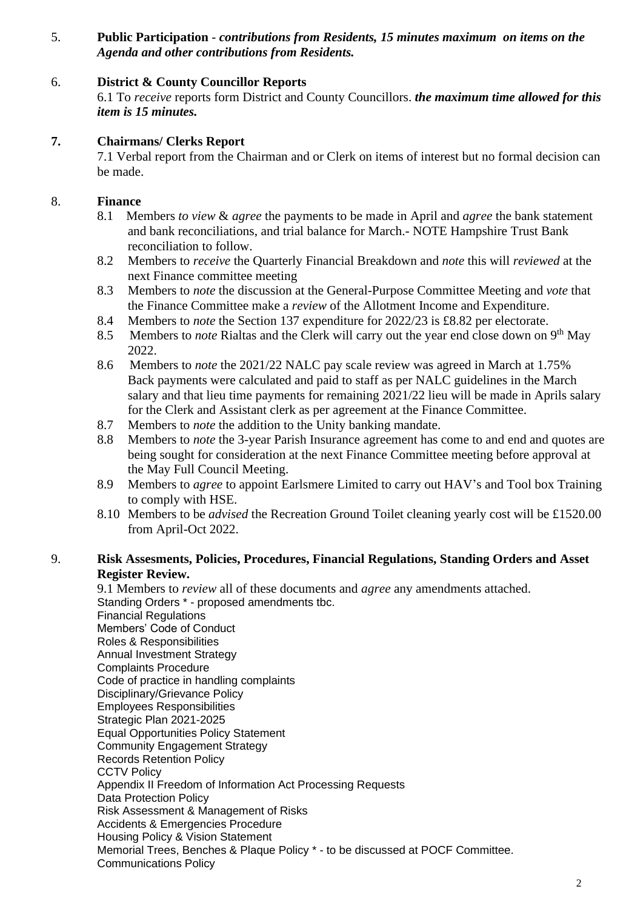5. **Public Participation** - ***contributions from Residents, 15 minutes maximum on items on the Agenda and other contributions from Residents.***

6. **District & County Councillor Reports**

   6.1 To *receive* reports form District and County Councillors. ***the maximum time allowed for this item is 15 minutes.***

7. **Chairmans/ Clerks Report**

   7.1 Verbal report from the Chairman and or Clerk on items of interest but no formal decision can be made.

8. **Finance**

   8.1 Members *to view* & *agree* the payments to be made in April and *agree* the bank statement and bank reconciliations, and trial balance for March.- NOTE Hampshire Trust Bank reconciliation to follow.

   8.2 Members to *receive* the Quarterly Financial Breakdown and *note* this will *reviewed* at the next Finance committee meeting

   8.3 Members to *note* the discussion at the General-Purpose Committee Meeting and *vote* that the Finance Committee make a *review* of the Allotment Income and Expenditure.

   8.4 Members to *note* the Section 137 expenditure for 2022/23 is £8.82 per electorate.

   8.5 Members to *note* Rialtas and the Clerk will carry out the year end close down on 9th May 2022.

   8.6 Members to *note* the 2021/22 NALC pay scale review was agreed in March at 1.75% Back payments were calculated and paid to staff as per NALC guidelines in the March salary and that lieu time payments for remaining 2021/22 lieu will be made in Aprils salary for the Clerk and Assistant clerk as per agreement at the Finance Committee.

   8.7 Members to *note* the addition to the Unity banking mandate.

   8.8 Members to *note* the 3-year Parish Insurance agreement has come to and end and quotes are being sought for consideration at the next Finance Committee meeting before approval at the May Full Council Meeting.

   8.9 Members to *agree* to appoint Earlsmere Limited to carry out HAV's and Tool box Training to comply with HSE.

   8.10 Members to be *advised* the Recreation Ground Toilet cleaning yearly cost will be £1520.00 from April-Oct 2022.

9. **Risk Assesments, Policies, Procedures, Financial Regulations, Standing Orders and Asset Register Review.**

   9.1 Members to *review* all of these documents and *agree* any amendments attached.

   Standing Orders * - proposed amendments tbc.
   Financial Regulations
   Members' Code of Conduct
   Roles & Responsibilities
   Annual Investment Strategy
   Complaints Procedure
   Code of practice in handling complaints
   Disciplinary/Grievance Policy
   Employees Responsibilities
   Strategic Plan 2021-2025
   Equal Opportunities Policy Statement
   Community Engagement Strategy
   Records Retention Policy
   CCTV Policy
   Appendix II Freedom of Information Act Processing Requests
   Data Protection Policy
   Risk Assessment & Management of Risks
   Accidents & Emergencies Procedure
   Housing Policy & Vision Statement
   Memorial Trees, Benches & Plaque Policy * - to be discussed at POCF Committee.
   Communications Policy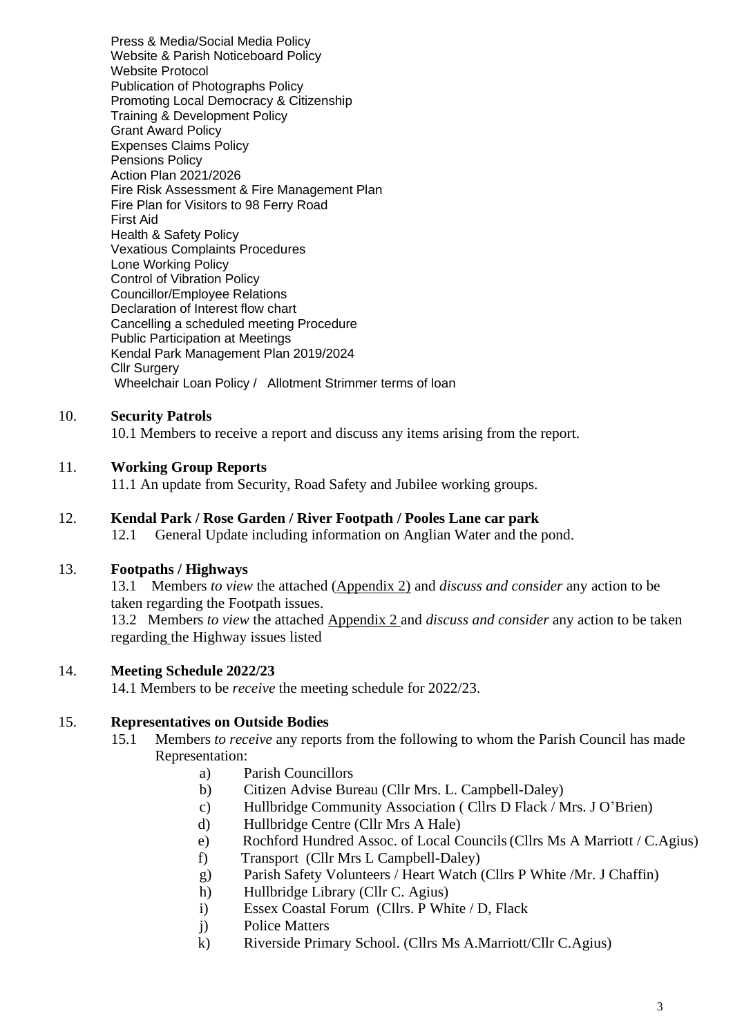Press & Media/Social Media Policy
Website & Parish Noticeboard Policy
Website Protocol
Publication of Photographs Policy
Promoting Local Democracy & Citizenship
Training & Development Policy
Grant Award Policy
Expenses Claims Policy
Pensions Policy
Action Plan 2021/2026
Fire Risk Assessment & Fire Management Plan
Fire Plan for Visitors to 98 Ferry Road
First Aid
Health & Safety Policy
Vexatious Complaints Procedures
Lone Working Policy
Control of Vibration Policy
Councillor/Employee Relations
Declaration of Interest flow chart
Cancelling a scheduled meeting Procedure
Public Participation at Meetings
Kendal Park Management Plan 2019/2024
Cllr Surgery
Wheelchair Loan Policy / Allotment Strimmer terms of loan

10. **Security Patrols**

10.1 Members to receive a report and discuss any items arising from the report.

11. **Working Group Reports**

11.1 An update from Security, Road Safety and Jubilee working groups.

12. **Kendal Park / Rose Garden / River Footpath / Pooles Lane car park**

12.1 General Update including information on Anglian Water and the pond.

13. **Footpaths / Highways**

13.1 Members *to view* the attached (Appendix 2) and *discuss and consider* any action to be taken regarding the Footpath issues.

13.2 Members *to view* the attached Appendix 2 and *discuss and consider* any action to be taken regarding the Highway issues listed

14. **Meeting Schedule 2022/23**

14.1 Members to be *receive* the meeting schedule for 2022/23.

15. **Representatives on Outside Bodies**

15.1 Members *to receive* any reports from the following to whom the Parish Council has made Representation:

a) Parish Councillors
b) Citizen Advise Bureau (Cllr Mrs. L. Campbell-Daley)
c) Hullbridge Community Association ( Cllrs D Flack / Mrs. J O'Brien)
d) Hullbridge Centre (Cllr Mrs A Hale)
e) Rochford Hundred Assoc. of Local Councils (Cllrs Ms A Marriott / C.Agius)
f) Transport (Cllr Mrs L Campbell-Daley)
g) Parish Safety Volunteers / Heart Watch (Cllrs P White /Mr. J Chaffin)
h) Hullbridge Library (Cllr C. Agius)
i) Essex Coastal Forum (Cllrs. P White / D, Flack
j) Police Matters
k) Riverside Primary School. (Cllrs Ms A.Marriott/Cllr C.Agius)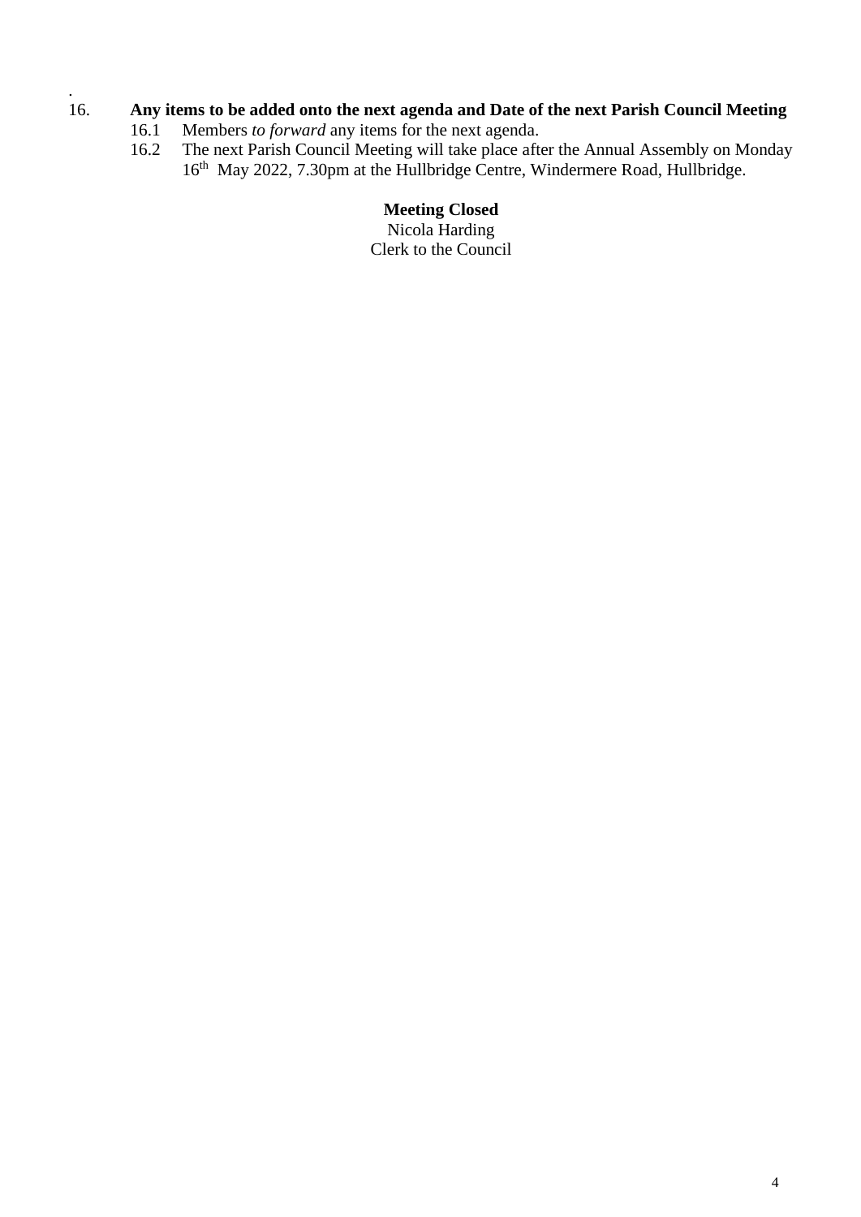.

16. **Any items to be added onto the next agenda and Date of the next Parish Council Meeting**

16.1 Members *to forward* any items for the next agenda.

16.2 The next Parish Council Meeting will take place after the Annual Assembly on Monday 16th May 2022, 7.30pm at the Hullbridge Centre, Windermere Road, Hullbridge.

**Meeting Closed**

Nicola Harding

Clerk to the Council